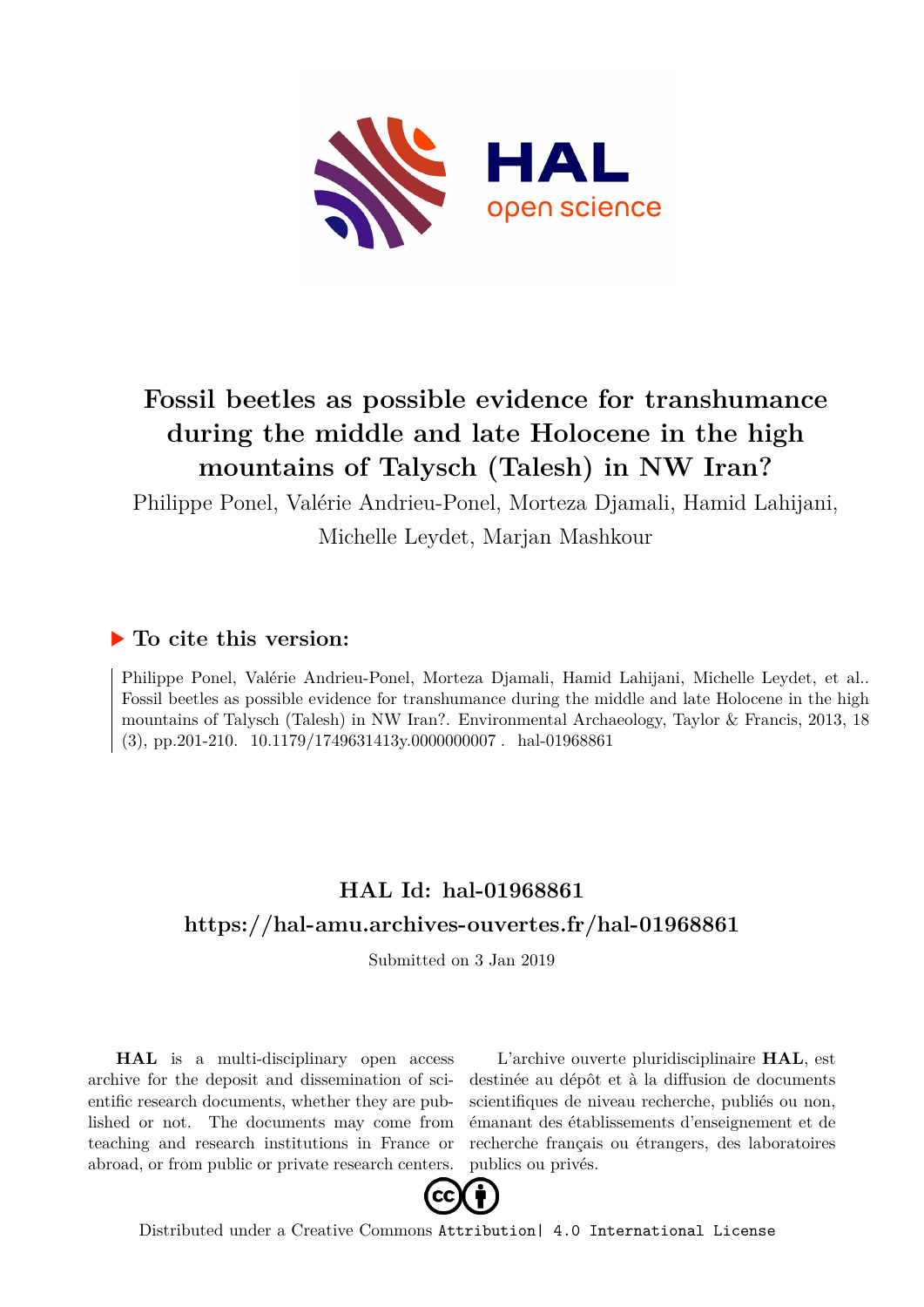# Fossil beetles as possible evidence for transhumance during the middle and late Holocene in the high mountains of Talysch (Talesh) in NW Iran?

Philippe Ponel, Valérie Andrieu-Ponel, Morteza Djamali, Hamid Lahijani, Michelle Leydet, Marjan Mashkour

## ▶ To cite this version:

Philippe Ponel, Valérie Andrieu-Ponel, Morteza Djamali, Hamid Lahijani, Michelle Leydet, et al.. Fossil beetles as possible evidence for transhumance during the middle and late Holocene in the high mountains of Talysch (Talesh) in NW Iran?. Environmental Archaeology, Taylor & Francis, 2013, 18 (3), pp.201-210. 10.1179/1749631413y.0000000007 . hal-01968861

## HAL Id: hal-01968861

## https://hal-amu.archives-ouvertes.fr/hal-01968861

Submitted on 3 Jan 2019

**HAL** is a multi-disciplinary open access archive for the deposit and dissemination of scientific research documents, whether they are published or not. The documents may come from teaching and research institutions in France or abroad, or from public or private research centers.

L'archive ouverte pluridisciplinaire **HAL**, est destinée au dépôt et à la diffusion de documents scientifiques de niveau recherche, publiés ou non, émanant des établissements d'enseignement et de recherche français ou étrangers, des laboratoires publics ou privés.

Distributed under a Creative Commons Attribution| 4.0 International License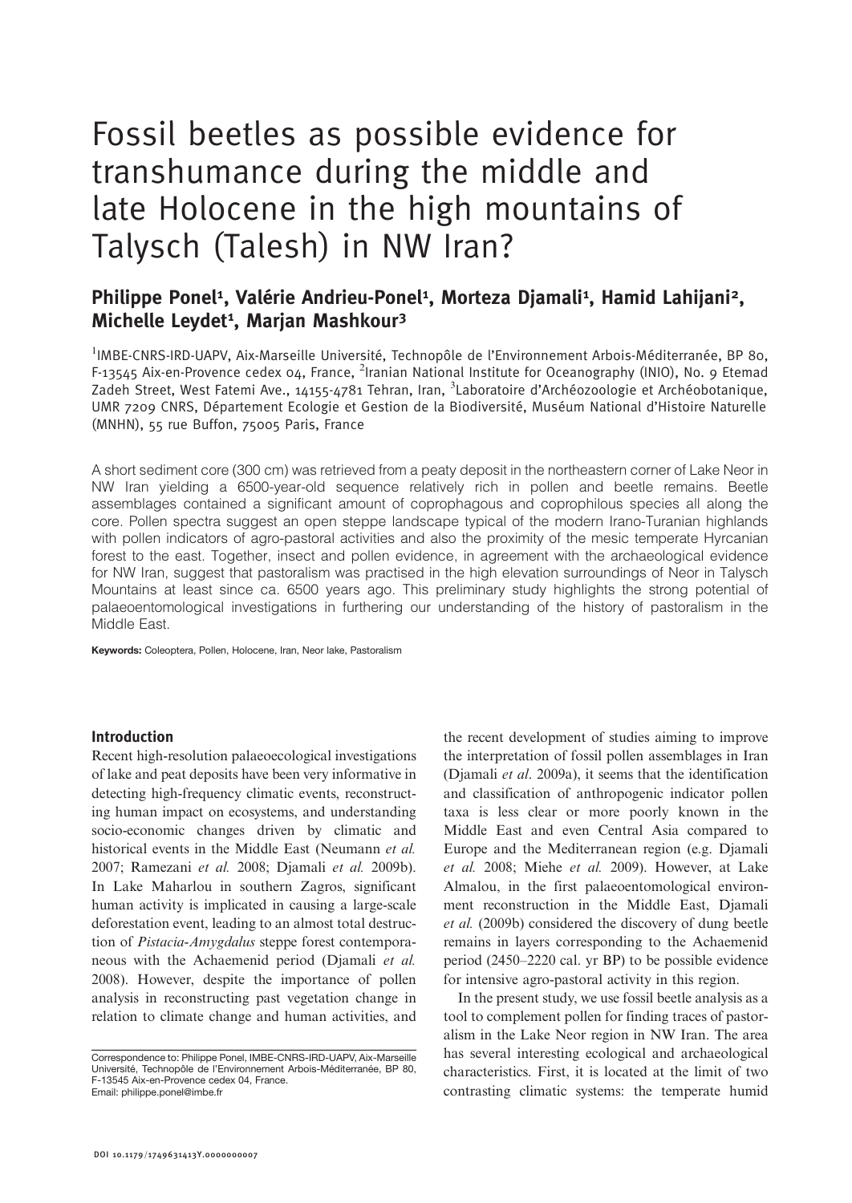# Fossil beetles as possible evidence for transhumance during the middle and late Holocene in the high mountains of Talysch (Talesh) in NW Iran?

**Philippe Ponel[1], Valérie Andrieu-Ponel[1], Morteza Djamali[1], Hamid Lahijani[2], Michelle Leydet[1], Marjan Mashkour[3]**

[1]IMBE-CNRS-IRD-UAPV, Aix-Marseille Université, Technopôle de l'Environnement Arbois-Méditerranée, BP 80, F-13545 Aix-en-Provence cedex 04, France, [2]Iranian National Institute for Oceanography (INIO), No. 9 Etemad Zadeh Street, West Fatemi Ave., 14155-4781 Tehran, Iran, [3]Laboratoire d'Archéozoologie et Archéobotanique, UMR 7209 CNRS, Département Ecologie et Gestion de la Biodiversité, Muséum National d'Histoire Naturelle (MNHN), 55 rue Buffon, 75005 Paris, France

A short sediment core (300 cm) was retrieved from a peaty deposit in the northeastern corner of Lake Neor in NW Iran yielding a 6500-year-old sequence relatively rich in pollen and beetle remains. Beetle assemblages contained a significant amount of coprophagous and coprophilous species all along the core. Pollen spectra suggest an open steppe landscape typical of the modern Irano-Turanian highlands with pollen indicators of agro-pastoral activities and also the proximity of the mesic temperate Hyrcanian forest to the east. Together, insect and pollen evidence, in agreement with the archaeological evidence for NW Iran, suggest that pastoralism was practised in the high elevation surroundings of Neor in Talysch Mountains at least since ca. 6500 years ago. This preliminary study highlights the strong potential of palaeoentomological investigations in furthering our understanding of the history of pastoralism in the Middle East.

**Keywords:** Coleoptera, Pollen, Holocene, Iran, Neor lake, Pastoralism

## Introduction

Recent high-resolution palaeoecological investigations of lake and peat deposits have been very informative in detecting high-frequency climatic events, reconstructing human impact on ecosystems, and understanding socio-economic changes driven by climatic and historical events in the Middle East (Neumann *et al.* 2007; Ramezani *et al.* 2008; Djamali *et al.* 2009b). In Lake Maharlou in southern Zagros, significant human activity is implicated in causing a large-scale deforestation event, leading to an almost total destruction of *Pistacia-Amygdalus* steppe forest contemporaneous with the Achaemenid period (Djamali *et al.* 2008). However, despite the importance of pollen analysis in reconstructing past vegetation change in relation to climate change and human activities, and the recent development of studies aiming to improve the interpretation of fossil pollen assemblages in Iran (Djamali *et al*. 2009a), it seems that the identification and classification of anthropogenic indicator pollen taxa is less clear or more poorly known in the Middle East and even Central Asia compared to Europe and the Mediterranean region (e.g. Djamali *et al.* 2008; Miehe *et al.* 2009). However, at Lake Almalou, in the first palaeoentomological environment reconstruction in the Middle East, Djamali *et al.* (2009b) considered the discovery of dung beetle remains in layers corresponding to the Achaemenid period (2450–2220 cal. yr BP) to be possible evidence for intensive agro-pastoral activity in this region.

In the present study, we use fossil beetle analysis as a tool to complement pollen for finding traces of pastoralism in the Lake Neor region in NW Iran. The area has several interesting ecological and archaeological characteristics. First, it is located at the limit of two contrasting climatic systems: the temperate humid

Correspondence to: Philippe Ponel, IMBE-CNRS-IRD-UAPV, Aix-Marseille Université, Technopôle de l'Environnement Arbois-Méditerranée, BP 80, F-13545 Aix-en-Provence cedex 04, France. Email: philippe.ponel@imbe.fr

DOI 10.1179/1749631413Y.0000000007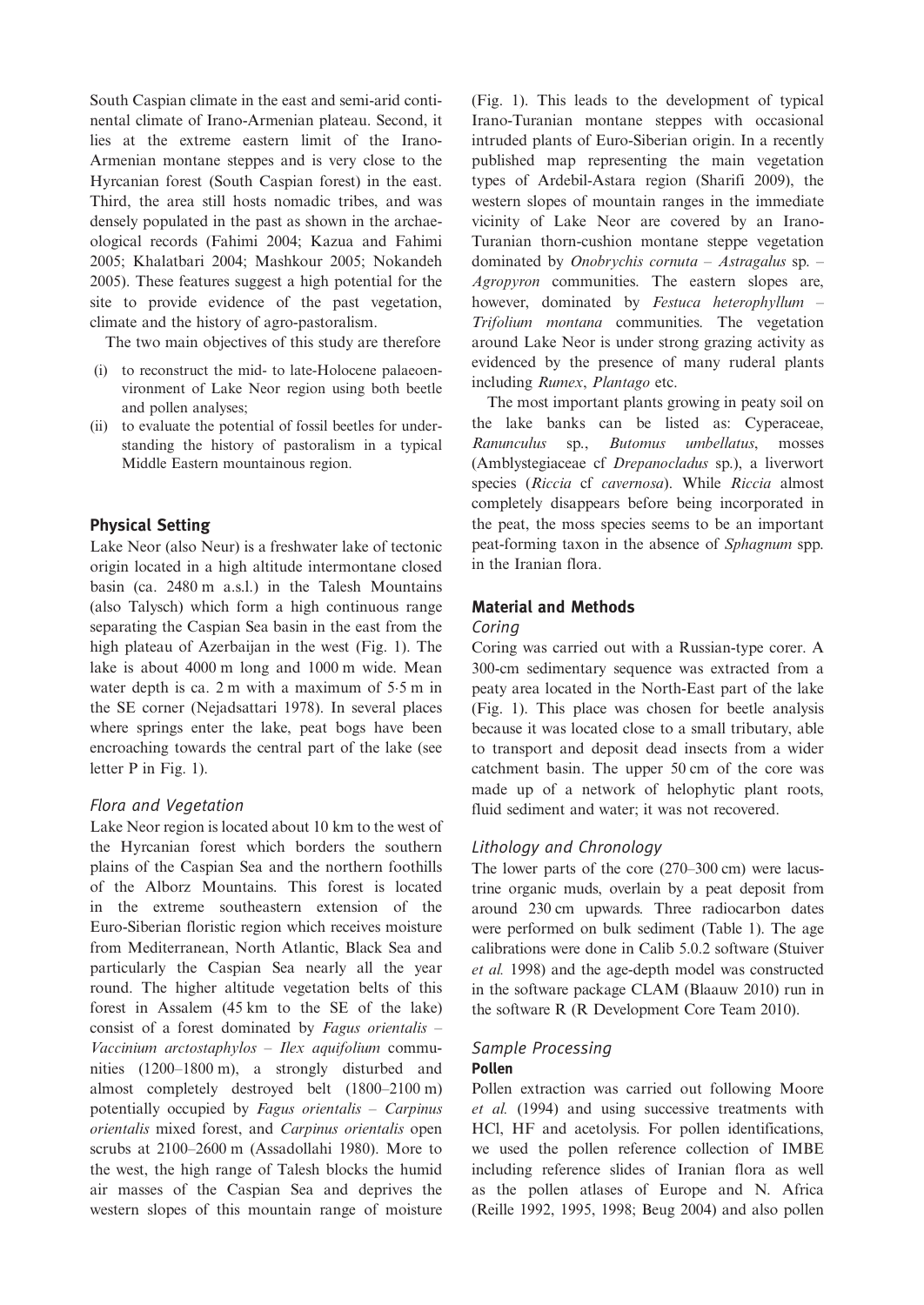South Caspian climate in the east and semi-arid continental climate of Irano-Armenian plateau. Second, it lies at the extreme eastern limit of the Irano-Armenian montane steppes and is very close to the Hyrcanian forest (South Caspian forest) in the east. Third, the area still hosts nomadic tribes, and was densely populated in the past as shown in the archaeological records (Fahimi 2004; Kazua and Fahimi 2005; Khalatbari 2004; Mashkour 2005; Nokandeh 2005). These features suggest a high potential for the site to provide evidence of the past vegetation, climate and the history of agro-pastoralism.

The two main objectives of this study are therefore

(i) to reconstruct the mid- to late-Holocene palaeoenvironment of Lake Neor region using both beetle and pollen analyses;
(ii) to evaluate the potential of fossil beetles for understanding the history of pastoralism in a typical Middle Eastern mountainous region.

## Physical Setting

Lake Neor (also Neur) is a freshwater lake of tectonic origin located in a high altitude intermontane closed basin (ca. 2480 m a.s.l.) in the Talesh Mountains (also Talysch) which form a high continuous range separating the Caspian Sea basin in the east from the high plateau of Azerbaijan in the west (Fig. 1). The lake is about 4000 m long and 1000 m wide. Mean water depth is ca. 2 m with a maximum of 5·5 m in the SE corner (Nejadsattari 1978). In several places where springs enter the lake, peat bogs have been encroaching towards the central part of the lake (see letter P in Fig. 1).

### *Flora and Vegetation*

Lake Neor region is located about 10 km to the west of the Hyrcanian forest which borders the southern plains of the Caspian Sea and the northern foothills of the Alborz Mountains. This forest is located in the extreme southeastern extension of the Euro-Siberian floristic region which receives moisture from Mediterranean, North Atlantic, Black Sea and particularly the Caspian Sea nearly all the year round. The higher altitude vegetation belts of this forest in Assalem (45 km to the SE of the lake) consist of a forest dominated by *Fagus orientalis* – *Vaccinium arctostaphylos* – *Ilex aquifolium* communities (1200–1800 m), a strongly disturbed and almost completely destroyed belt (1800–2100 m) potentially occupied by *Fagus orientalis* – *Carpinus orientalis* mixed forest, and *Carpinus orientalis* open scrubs at 2100–2600 m (Assadollahi 1980). More to the west, the high range of Talesh blocks the humid air masses of the Caspian Sea and deprives the western slopes of this mountain range of moisture (Fig. 1). This leads to the development of typical Irano-Turanian montane steppes with occasional intruded plants of Euro-Siberian origin. In a recently published map representing the main vegetation types of Ardebil-Astara region (Sharifi 2009), the western slopes of mountain ranges in the immediate vicinity of Lake Neor are covered by an Irano-Turanian thorn-cushion montane steppe vegetation dominated by *Onobrychis cornuta* – *Astragalus* sp. – *Agropyron* communities. The eastern slopes are, however, dominated by *Festuca heterophyllum* – *Trifolium montana* communities. The vegetation around Lake Neor is under strong grazing activity as evidenced by the presence of many ruderal plants including *Rumex*, *Plantago* etc.

The most important plants growing in peaty soil on the lake banks can be listed as: Cyperaceae, *Ranunculus* sp., *Butomus umbellatus*, mosses (Amblystegiaceae cf *Drepanocladus* sp.), a liverwort species (*Riccia* cf *cavernosa*). While *Riccia* almost completely disappears before being incorporated in the peat, the moss species seems to be an important peat-forming taxon in the absence of *Sphagnum* spp. in the Iranian flora.

## Material and Methods

### *Coring*

Coring was carried out with a Russian-type corer. A 300-cm sedimentary sequence was extracted from a peaty area located in the North-East part of the lake (Fig. 1). This place was chosen for beetle analysis because it was located close to a small tributary, able to transport and deposit dead insects from a wider catchment basin. The upper 50 cm of the core was made up of a network of helophytic plant roots, fluid sediment and water; it was not recovered.

### *Lithology and Chronology*

The lower parts of the core (270–300 cm) were lacustrine organic muds, overlain by a peat deposit from around 230 cm upwards. Three radiocarbon dates were performed on bulk sediment (Table 1). The age calibrations were done in Calib 5.0.2 software (Stuiver *et al.* 1998) and the age-depth model was constructed in the software package CLAM (Blaauw 2010) run in the software R (R Development Core Team 2010).

### *Sample Processing*

#### Pollen

Pollen extraction was carried out following Moore *et al.* (1994) and using successive treatments with HCl, HF and acetolysis. For pollen identifications, we used the pollen reference collection of IMBE including reference slides of Iranian flora as well as the pollen atlases of Europe and N. Africa (Reille 1992, 1995, 1998; Beug 2004) and also pollen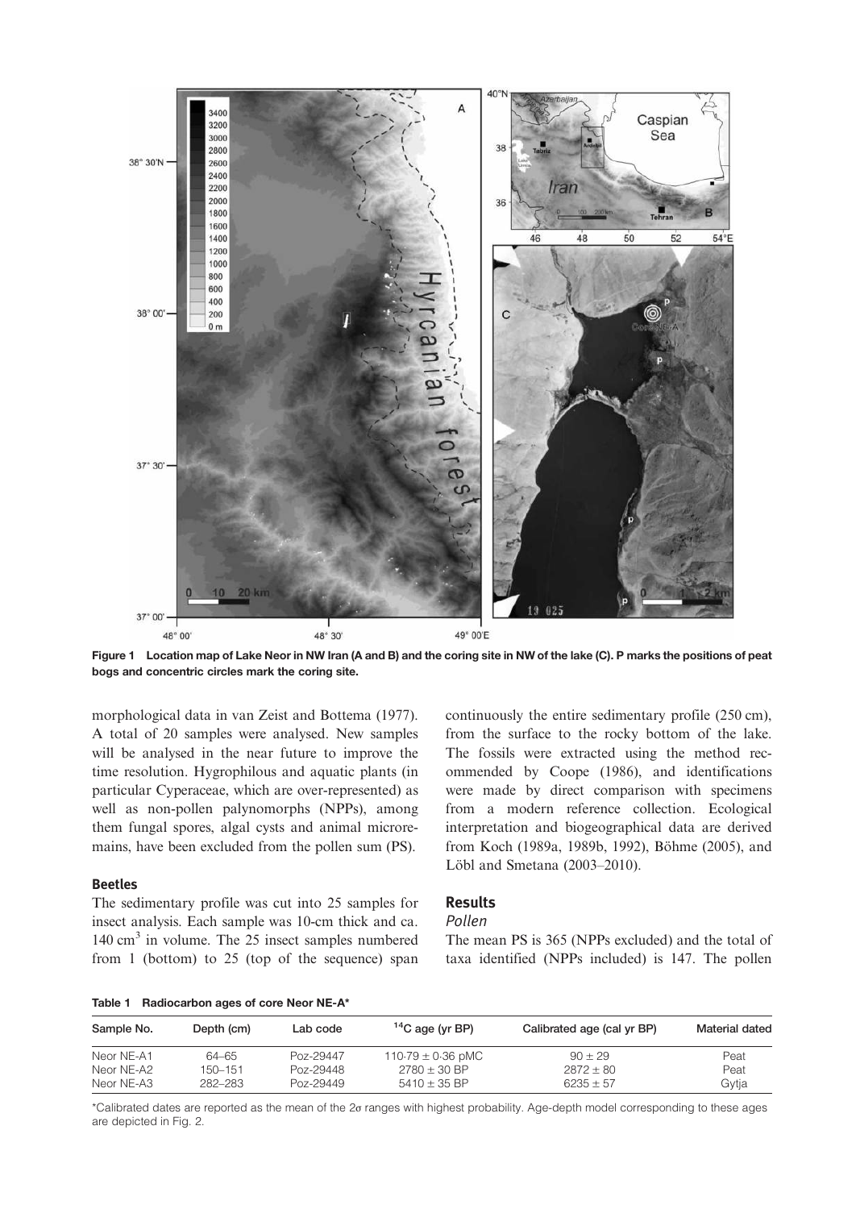Figure 1 Location map of Lake Neor in NW Iran (A and B) and the coring site in NW of the lake (C). P marks the positions of peat bogs and concentric circles mark the coring site.

morphological data in van Zeist and Bottema (1977). A total of 20 samples were analysed. New samples will be analysed in the near future to improve the time resolution. Hygrophilous and aquatic plants (in particular Cyperaceae, which are over-represented) as well as non-pollen palynomorphs (NPPs), among them fungal spores, algal cysts and animal microremains, have been excluded from the pollen sum (PS).

### Beetles

The sedimentary profile was cut into 25 samples for insect analysis. Each sample was 10-cm thick and ca. 140 $cm^3$ in volume. The 25 insect samples numbered from 1 (bottom) to 25 (top of the sequence) span continuously the entire sedimentary profile (250 cm), from the surface to the rocky bottom of the lake. The fossils were extracted using the method recommended by Coope (1986), and identifications were made by direct comparison with specimens from a modern reference collection. Ecological interpretation and biogeographical data are derived from Koch (1989a, 1989b, 1992), Böhme (2005), and Löbl and Smetana (2003–2010).

## Results

### *Pollen*

The mean PS is 365 (NPPs excluded) and the total of taxa identified (NPPs included) is 147. The pollen

Table 1 Radiocarbon ages of core Neor NE-A*

| Sample No. | Depth (cm) | Lab code | $^{14}C$ age (yr BP) | Calibrated age (cal yr BP) | Material dated |
|---|---|---|---|---|---|
| Neor NE-A1 | 64–65 | Poz-29447 | 110·79 ± 0·36 pMC | 90 ± 29 | Peat |
| Neor NE-A2 | 150–151 | Poz-29448 | 2780 ± 30 BP | 2872 ± 80 | Peat |
| Neor NE-A3 | 282–283 | Poz-29449 | 5410 ± 35 BP | 6235 ± 57 | Gytja |

*Calibrated dates are reported as the mean of the 2$\sigma$ ranges with highest probability. Age-depth model corresponding to these ages are depicted in Fig. 2.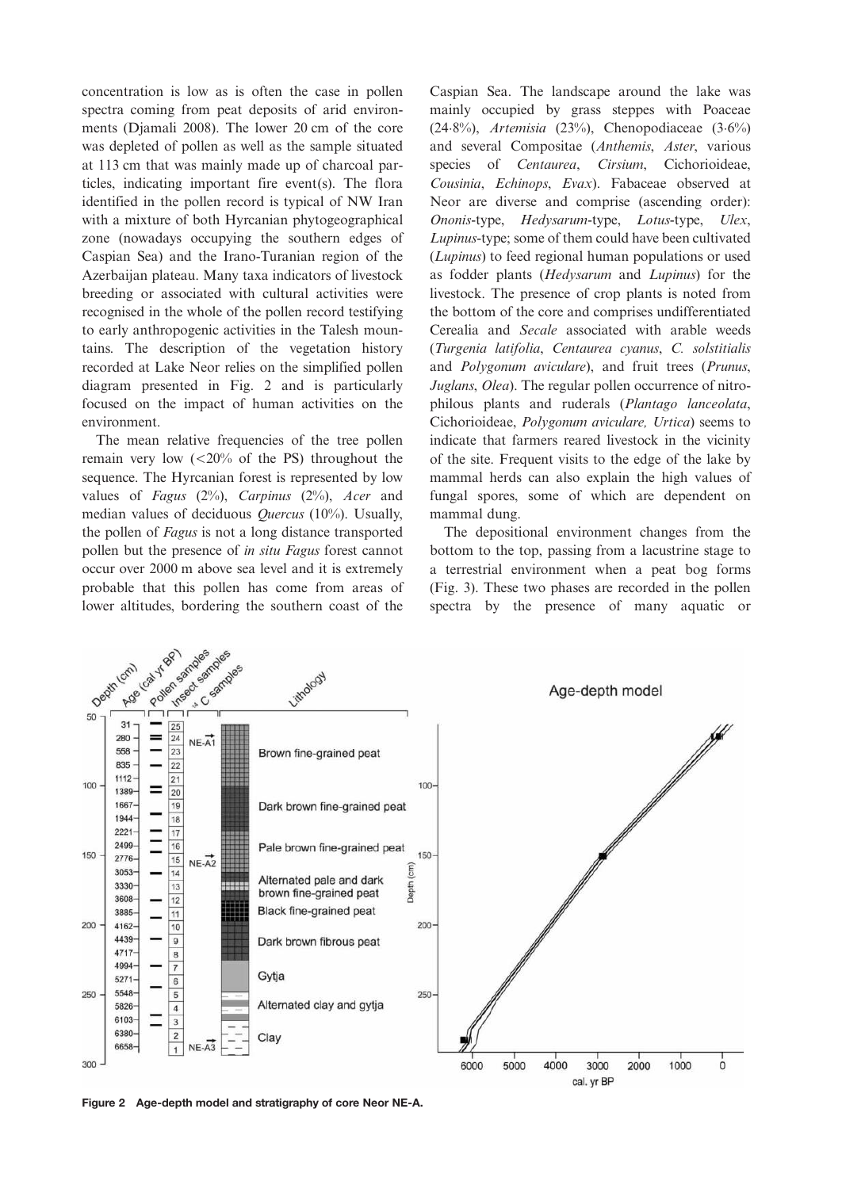concentration is low as is often the case in pollen spectra coming from peat deposits of arid environments (Djamali 2008). The lower 20 cm of the core was depleted of pollen as well as the sample situated at 113 cm that was mainly made up of charcoal particles, indicating important fire event(s). The flora identified in the pollen record is typical of NW Iran with a mixture of both Hyrcanian phytogeographical zone (nowadays occupying the southern edges of Caspian Sea) and the Irano-Turanian region of the Azerbaijan plateau. Many taxa indicators of livestock breeding or associated with cultural activities were recognised in the whole of the pollen record testifying to early anthropogenic activities in the Talesh mountains. The description of the vegetation history recorded at Lake Neor relies on the simplified pollen diagram presented in Fig. 2 and is particularly focused on the impact of human activities on the environment.

The mean relative frequencies of the tree pollen remain very low (<20% of the PS) throughout the sequence. The Hyrcanian forest is represented by low values of *Fagus* (2%), *Carpinus* (2%), *Acer* and median values of deciduous *Quercus* (10%). Usually, the pollen of *Fagus* is not a long distance transported pollen but the presence of *in situ Fagus* forest cannot occur over 2000 m above sea level and it is extremely probable that this pollen has come from areas of lower altitudes, bordering the southern coast of the Caspian Sea. The landscape around the lake was mainly occupied by grass steppes with Poaceae (24·8%), *Artemisia* (23%), Chenopodiaceae (3·6%) and several Compositae (*Anthemis*, *Aster*, various species of *Centaurea*, *Cirsium*, Cichorioideae, *Cousinia*, *Echinops*, *Evax*). Fabaceae observed at Neor are diverse and comprise (ascending order): *Ononis*-type, *Hedysarum*-type, *Lotus*-type, *Ulex*, *Lupinus*-type; some of them could have been cultivated (*Lupinus*) to feed regional human populations or used as fodder plants (*Hedysarum* and *Lupinus*) for the livestock. The presence of crop plants is noted from the bottom of the core and comprises undifferentiated Cerealia and *Secale* associated with arable weeds (*Turgenia latifolia*, *Centaurea cyanus*, *C. solstitialis* and *Polygonum aviculare*), and fruit trees (*Prunus*, *Juglans*, *Olea*). The regular pollen occurrence of nitrophilous plants and ruderals (*Plantago lanceolata*, Cichorioideae, *Polygonum aviculare, Urtica*) seems to indicate that farmers reared livestock in the vicinity of the site. Frequent visits to the edge of the lake by mammal herds can also explain the high values of fungal spores, some of which are dependent on mammal dung.

The depositional environment changes from the bottom to the top, passing from a lacustrine stage to a terrestrial environment when a peat bog forms (Fig. 3). These two phases are recorded in the pollen spectra by the presence of many aquatic or

**Figure 2 Age-depth model and stratigraphy of core Neor NE-A.**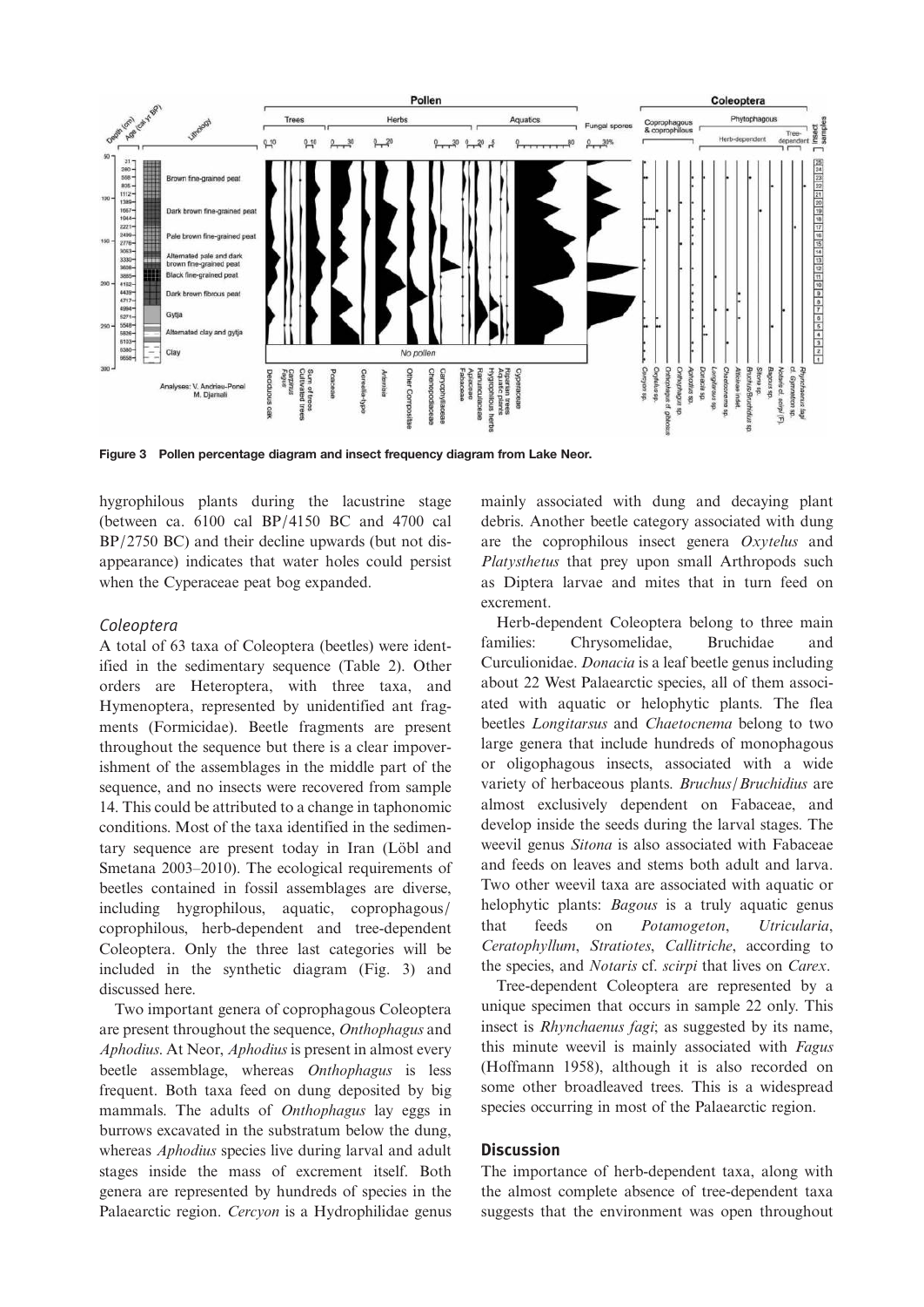Pollen

Trees

Herbs

Aquatics

Fungal spores

Coleoptera

Coprophagous & coprophilous

Phytophagous

Herb-dependent

Tree-dependent

Insect samples

Depth (cm)

Age (cal yr BP)

Lithology

Brown fine-grained peat

Dark brown fine-grained peat

Pale brown fine-grained peat

Alternated pale and dark brown fine-grained peat

Black fine-grained peat

Dark brown fibrous peat

Gytja

Alternated clay and gytja

Clay

No pollen

Analyses: V. Andrieu-Ponel M. Djamali

Deciduous oak

Fagus

Carpinus

Cultivated trees

Sum of trees

Poaceae

Cerealia-type

Artemisia

Other Compositae

Chenopodiaceae

Caryophyllaceae

Fabaceae

Apiaceae

Ranunculaceae

Hygrophilous herbs

Aquatic plants

Riparian trees

Cyperaceae

Cercyon sp.

Oxytelus sp.

Onthophagus cf. globosus

Onthophagus sp.

Aphodius sp.

Donacia sp.

Longitarsus sp.

Chaetocnema sp.

Alticinae indet.

Bruchus/Bruchidius sp.

Sitona sp.

Bagous sp.

Notaris cf. scirpi (F.)

cf. Gymnetron sp.

Rhynchaenus fagi

Figure 3 Pollen percentage diagram and insect frequency diagram from Lake Neor.

hygrophilous plants during the lacustrine stage (between ca. 6100 cal BP/4150 BC and 4700 cal BP/2750 BC) and their decline upwards (but not disappearance) indicates that water holes could persist when the Cyperaceae peat bog expanded.

### *Coleoptera*

A total of 63 taxa of Coleoptera (beetles) were identified in the sedimentary sequence (Table 2). Other orders are Heteroptera, with three taxa, and Hymenoptera, represented by unidentified ant fragments (Formicidae). Beetle fragments are present throughout the sequence but there is a clear impoverishment of the assemblages in the middle part of the sequence, and no insects were recovered from sample 14. This could be attributed to a change in taphonomic conditions. Most of the taxa identified in the sedimentary sequence are present today in Iran (Löbl and Smetana 2003–2010). The ecological requirements of beetles contained in fossil assemblages are diverse, including hygrophilous, aquatic, coprophagous/coprophilous, herb-dependent and tree-dependent Coleoptera. Only the three last categories will be included in the synthetic diagram (Fig. 3) and discussed here.

Two important genera of coprophagous Coleoptera are present throughout the sequence, *Onthophagus* and *Aphodius*. At Neor, *Aphodius* is present in almost every beetle assemblage, whereas *Onthophagus* is less frequent. Both taxa feed on dung deposited by big mammals. The adults of *Onthophagus* lay eggs in burrows excavated in the substratum below the dung, whereas *Aphodius* species live during larval and adult stages inside the mass of excrement itself. Both genera are represented by hundreds of species in the Palaearctic region. *Cercyon* is a Hydrophilidae genus mainly associated with dung and decaying plant debris. Another beetle category associated with dung are the coprophilous insect genera *Oxytelus* and *Platysthetus* that prey upon small Arthropods such as Diptera larvae and mites that in turn feed on excrement.

Herb-dependent Coleoptera belong to three main families: Chrysomelidae, Bruchidae and Curculionidae. *Donacia* is a leaf beetle genus including about 22 West Palaearctic species, all of them associated with aquatic or helophytic plants. The flea beetles *Longitarsus* and *Chaetocnema* belong to two large genera that include hundreds of monophagous or oligophagous insects, associated with a wide variety of herbaceous plants. *Bruchus*/*Bruchidius* are almost exclusively dependent on Fabaceae, and develop inside the seeds during the larval stages. The weevil genus *Sitona* is also associated with Fabaceae and feeds on leaves and stems both adult and larva. Two other weevil taxa are associated with aquatic or helophytic plants: *Bagous* is a truly aquatic genus that feeds on *Potamogeton*, *Utricularia*, *Ceratophyllum*, *Stratiotes*, *Callitriche*, according to the species, and *Notaris* cf. *scirpi* that lives on *Carex*.

Tree-dependent Coleoptera are represented by a unique specimen that occurs in sample 22 only. This insect is *Rhynchaenus fagi*; as suggested by its name, this minute weevil is mainly associated with *Fagus* (Hoffmann 1958), although it is also recorded on some other broadleaved trees. This is a widespread species occurring in most of the Palaearctic region.

## Discussion

The importance of herb-dependent taxa, along with the almost complete absence of tree-dependent taxa suggests that the environment was open throughout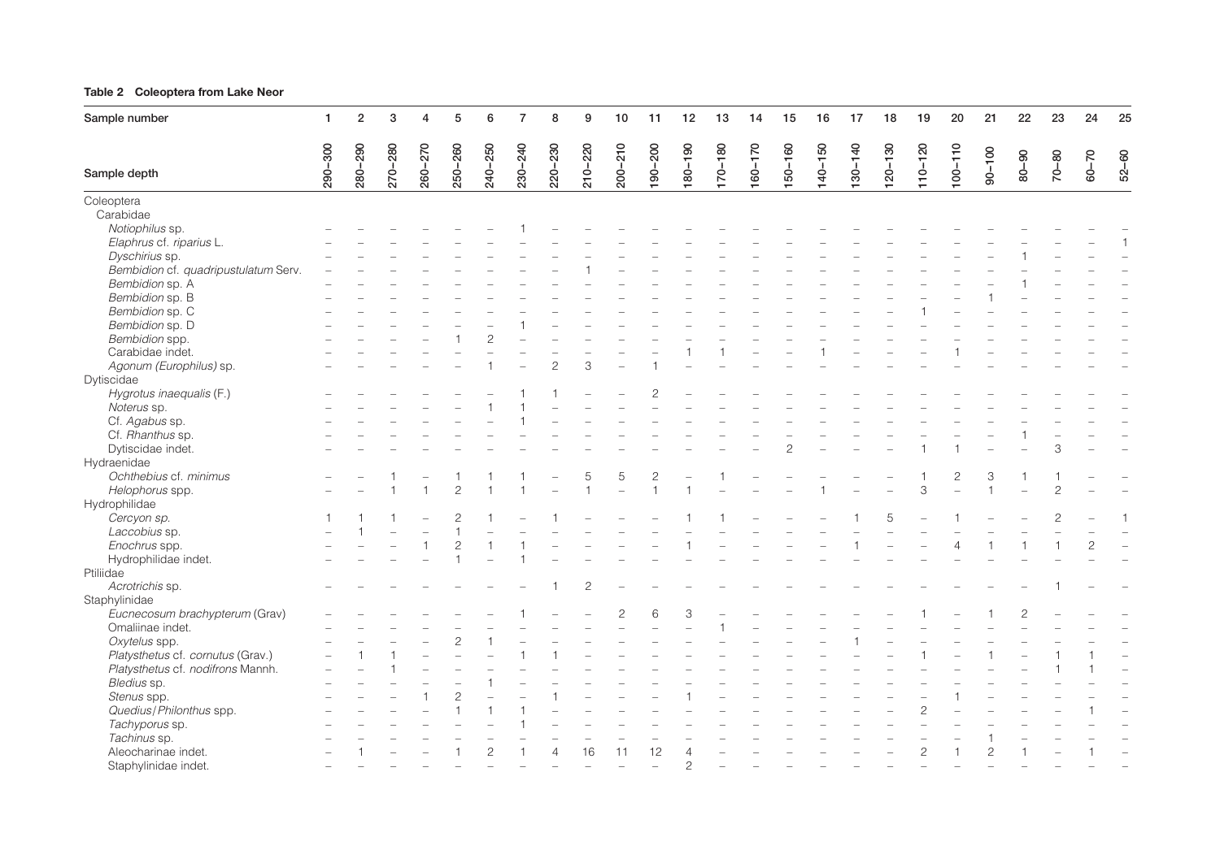**Table 2 Coleoptera from Lake Neor**

| Sample number | 1 | 2 | 3 | 4 | 5 | 6 | 7 | 8 | 9 | 10 | 11 | 12 | 13 | 14 | 15 | 16 | 17 | 18 | 19 | 20 | 21 | 22 | 23 | 24 | 25 |
|---|---|---|---|---|---|---|---|---|---|---|---|---|---|---|---|---|---|---|---|---|---|---|---|---|---|
| Sample depth | 290–300 | 280–290 | 270–280 | 260–270 | 250–260 | 240–250 | 230–240 | 220–230 | 210–220 | 200–210 | 190–200 | 180–190 | 170–180 | 160–170 | 150–160 | 140–150 | 130–140 | 120–130 | 110–120 | 100–110 | 90–100 | 80–90 | 70–80 | 60–70 | 52–60 |
| Coleoptera | | | | | | | | | | | | | | | | | | | | | | | | | |
| Carabidae | | | | | | | | | | | | | | | | | | | | | | | | | |
| *Notiophilus* sp. | – | – | – | – | – | – | 1 | – | – | – | – | – | – | – | – | – | – | – | – | – | – | – | – | – | – |
| *Elaphrus* cf. *riparius* L. | – | – | – | – | – | – | – | – | – | – | – | – | – | – | – | – | – | – | – | – | – | – | – | – | 1 |
| *Dyschirius* sp. | – | – | – | – | – | – | – | – | – | – | – | – | – | – | – | – | – | – | – | – | – | 1 | – | – | – |
| *Bembidion* cf. *quadripustulatum* Serv. | – | – | – | – | – | – | – | – | 1 | – | – | – | – | – | – | – | – | – | – | – | – | – | – | – | – |
| *Bembidion* sp. A | – | – | – | – | – | – | – | – | – | – | – | – | – | – | – | – | – | – | – | – | – | 1 | – | – | – |
| *Bembidion* sp. B | – | – | – | – | – | – | – | – | – | – | – | – | – | – | – | – | – | – | – | – | 1 | – | – | – | – |
| *Bembidion* sp. C | – | – | – | – | – | – | – | – | – | – | – | – | – | – | – | – | – | – | 1 | – | – | – | – | – | – |
| *Bembidion* sp. D | – | – | – | – | – | – | 1 | – | – | – | – | – | – | – | – | – | – | – | – | – | – | – | – | – | – |
| *Bembidion* spp. | – | – | – | – | 1 | 2 | – | – | – | – | – | – | – | – | – | – | – | – | – | – | – | – | – | – | – |
| Carabidae indet. | – | – | – | – | – | – | – | – | – | – | – | 1 | 1 | – | – | 1 | – | – | – | 1 | – | – | – | – | – |
| *Agonum (Europhilus)* sp. | – | – | – | – | – | 1 | – | 2 | 3 | – | 1 | – | – | – | – | – | – | – | – | – | – | – | – | – | – |
| Dytiscidae | | | | | | | | | | | | | | | | | | | | | | | | | |
| *Hygrotus inaequalis* (F.) | – | – | – | – | – | – | 1 | 1 | – | – | 2 | – | – | – | – | – | – | – | – | – | – | – | – | – | – |
| *Noterus* sp. | – | – | – | – | – | 1 | 1 | – | – | – | – | – | – | – | – | – | – | – | – | – | – | – | – | – | – |
| Cf. *Agabus* sp. | – | – | – | – | – | – | 1 | – | – | – | – | – | – | – | – | – | – | – | – | – | – | – | – | – | – |
| Cf. *Rhanthus* sp. | – | – | – | – | – | – | – | – | – | – | – | – | – | – | – | – | – | – | – | – | – | 1 | – | – | – |
| Dytiscidae indet. | – | – | – | – | – | – | – | – | – | – | – | – | – | – | 2 | – | – | – | 1 | 1 | – | – | 3 | – | – |
| Hydraenidae | | | | | | | | | | | | | | | | | | | | | | | | | |
| *Ochthebius* cf. *minimus* | – | – | 1 | – | 1 | 1 | 1 | – | 5 | 5 | 2 | – | 1 | – | – | – | – | – | 1 | 2 | 3 | 1 | 1 | – | – |
| *Helophorus* spp. | – | – | 1 | 1 | 2 | 1 | 1 | – | 1 | – | 1 | 1 | – | – | – | 1 | – | – | 3 | – | 1 | – | 2 | – | – |
| Hydrophilidae | | | | | | | | | | | | | | | | | | | | | | | | | |
| *Cercyon sp.* | 1 | 1 | 1 | – | 2 | 1 | – | 1 | – | – | – | 1 | 1 | – | – | – | 1 | 5 | – | 1 | – | – | 2 | – | 1 |
| *Laccobius* sp. | – | 1 | – | – | 1 | – | – | – | – | – | – | – | – | – | – | – | – | – | – | – | – | – | – | – | – |
| *Enochrus* spp. | – | – | – | 1 | 2 | 1 | 1 | – | – | – | – | 1 | – | – | – | – | 1 | – | – | 4 | 1 | 1 | 1 | 2 | – |
| Hydrophilidae indet. | – | – | – | – | 1 | – | 1 | – | – | – | – | – | – | – | – | – | – | – | – | – | – | – | – | – | – |
| Ptiliidae | | | | | | | | | | | | | | | | | | | | | | | | | |
| *Acrotrichis* sp. | – | – | – | – | – | – | – | 1 | 2 | – | – | – | – | – | – | – | – | – | – | – | – | – | 1 | – | – |
| Staphylinidae | | | | | | | | | | | | | | | | | | | | | | | | | |
| *Eucnecosum brachypterum* (Grav) | – | – | – | – | – | – | 1 | – | – | 2 | 6 | 3 | – | – | – | – | – | – | 1 | – | 1 | 2 | – | – | – |
| Omaliinae indet. | – | – | – | – | – | – | – | – | – | – | – | – | 1 | – | – | – | – | – | – | – | – | – | – | – | – |
| *Oxytelus* spp. | – | – | – | – | 2 | 1 | – | – | – | – | – | – | – | – | – | – | 1 | – | – | – | – | – | – | – | – |
| *Platysthetus* cf. *cornutus* (Grav.) | – | 1 | 1 | – | – | – | 1 | 1 | – | – | – | – | – | – | – | – | – | – | 1 | – | 1 | – | 1 | 1 | – |
| *Platysthetus* cf. *nodifrons* Mannh. | – | – | 1 | – | – | – | – | – | – | – | – | – | – | – | – | – | – | – | – | – | – | – | 1 | 1 | – |
| *Bledius* sp. | – | – | – | – | – | 1 | – | – | – | – | – | – | – | – | – | – | – | – | – | – | – | – | – | – | – |
| *Stenus* spp. | – | – | – | 1 | 2 | – | – | 1 | – | – | – | 1 | – | – | – | – | – | – | – | 1 | – | – | – | – | – |
| *Quedius/Philonthus* spp. | – | – | – | – | 1 | 1 | 1 | – | – | – | – | – | – | – | – | – | – | – | 2 | – | – | – | – | 1 | – |
| *Tachyporus* sp. | – | – | – | – | – | – | 1 | – | – | – | – | – | – | – | – | – | – | – | – | – | – | – | – | – | – |
| *Tachinus* sp. | – | – | – | – | – | – | – | – | – | – | – | – | – | – | – | – | – | – | – | – | 1 | – | – | – | – |
| Aleocharinae indet. | – | 1 | – | – | 1 | 2 | 1 | 4 | 16 | 11 | 12 | 4 | – | – | – | – | – | – | 2 | 1 | 2 | 1 | – | 1 | – |
| Staphylinidae indet. | – | – | – | – | – | – | – | – | – | – | – | 2 | – | – | – | – | – | – | – | – | – | – | – | – | – |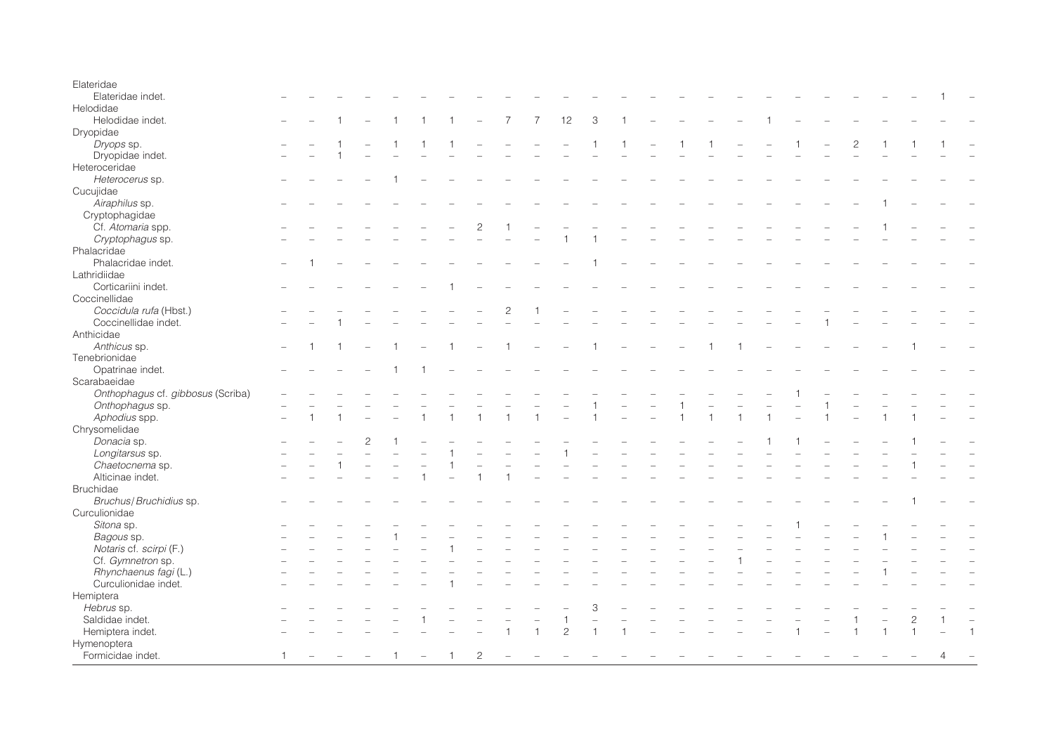| Taxon | | | | | | | | | | | | | | | | | | | | | | | | | |
|---|---|---|---|---|---|---|---|---|---|---|---|---|---|---|---|---|---|---|---|---|---|---|---|---|---|
| Elateridae | | | | | | | | | | | | | | | | | | | | | | | | | |
| Elateridae indet. | – | – | – | – | – | – | – | – | – | – | – | – | – | – | – | – | – | – | – | – | – | – | – | 1 | – |
| Helodidae | | | | | | | | | | | | | | | | | | | | | | | | | |
| Helodidae indet. | – | – | 1 | – | 1 | 1 | 1 | – | 7 | 7 | 12 | 3 | 1 | – | – | – | – | 1 | – | – | – | – | – | – | – |
| Dryopidae | | | | | | | | | | | | | | | | | | | | | | | | | |
| *Dryops* sp. | – | – | 1 | – | 1 | 1 | 1 | – | – | – | – | 1 | 1 | – | 1 | 1 | – | – | 1 | – | 2 | 1 | 1 | 1 | – |
| Dryopidae indet. | – | – | 1 | – | – | – | – | – | – | – | – | – | – | – | – | – | – | – | – | – | – | – | – | – | – |
| Heteroceridae | | | | | | | | | | | | | | | | | | | | | | | | | |
| *Heterocerus* sp. | – | – | – | – | 1 | – | – | – | – | – | – | – | – | – | – | – | – | – | – | – | – | – | – | – | – |
| Cucujidae | | | | | | | | | | | | | | | | | | | | | | | | | |
| *Airaphilus* sp. | – | – | – | – | – | – | – | – | – | – | – | – | – | – | – | – | – | – | – | – | – | 1 | – | – | – |
| Cryptophagidae | | | | | | | | | | | | | | | | | | | | | | | | | |
| Cf. *Atomaria* spp. | – | – | – | – | – | – | – | 2 | 1 | – | – | – | – | – | – | – | – | – | – | – | – | 1 | – | – | – |
| *Cryptophagus* sp. | – | – | – | – | – | – | – | – | – | – | 1 | 1 | – | – | – | – | – | – | – | – | – | – | – | – | – |
| Phalacridae | | | | | | | | | | | | | | | | | | | | | | | | | |
| Phalacridae indet. | – | 1 | – | – | – | – | – | – | – | – | – | 1 | – | – | – | – | – | – | – | – | – | – | – | – | – |
| Lathridiidae | | | | | | | | | | | | | | | | | | | | | | | | | |
| Corticariini indet. | – | – | – | – | – | – | 1 | – | – | – | – | – | – | – | – | – | – | – | – | – | – | – | – | – | – |
| Coccinellidae | | | | | | | | | | | | | | | | | | | | | | | | | |
| *Coccidula rufa* (Hbst.) | – | – | – | – | – | – | – | – | 2 | 1 | – | – | – | – | – | – | – | – | – | – | – | – | – | – | – |
| Coccinellidae indet. | – | – | 1 | – | – | – | – | – | – | – | – | – | – | – | – | – | – | – | – | 1 | – | – | – | – | – |
| Anthicidae | | | | | | | | | | | | | | | | | | | | | | | | | |
| *Anthicus* sp. | – | 1 | 1 | – | 1 | – | 1 | – | 1 | – | – | 1 | – | – | – | 1 | 1 | – | – | – | – | – | 1 | – | – |
| Tenebrionidae | | | | | | | | | | | | | | | | | | | | | | | | | |
| Opatrinae indet. | – | – | – | – | 1 | 1 | – | – | – | – | – | – | – | – | – | – | – | – | – | – | – | – | – | – | – |
| Scarabaeidae | | | | | | | | | | | | | | | | | | | | | | | | | |
| *Onthophagus* cf. *gibbosus* (Scriba) | – | – | – | – | – | – | – | – | – | – | – | – | – | – | – | – | – | – | 1 | – | – | – | – | – | – |
| *Onthophagus* sp. | – | – | – | – | – | – | – | – | – | – | – | 1 | – | – | 1 | – | – | – | – | 1 | – | – | – | – | – |
| *Aphodius* spp. | – | 1 | 1 | – | – | 1 | 1 | 1 | 1 | 1 | – | 1 | – | – | 1 | 1 | 1 | 1 | – | 1 | – | 1 | 1 | – | – |
| Chrysomelidae | | | | | | | | | | | | | | | | | | | | | | | | | |
| *Donacia* sp. | – | – | – | 2 | 1 | – | – | – | – | – | – | – | – | – | – | – | – | 1 | 1 | – | – | – | 1 | – | – |
| *Longitarsus* sp. | – | – | – | – | – | – | 1 | – | – | – | 1 | – | – | – | – | – | – | – | – | – | – | – | – | – | – |
| *Chaetocnema* sp. | – | – | 1 | – | – | – | 1 | – | – | – | – | – | – | – | – | – | – | – | – | – | – | – | 1 | – | – |
| Alticinae indet. | – | – | – | – | – | 1 | – | 1 | 1 | – | – | – | – | – | – | – | – | – | – | – | – | – | – | – | – |
| Bruchidae | | | | | | | | | | | | | | | | | | | | | | | | | |
| *Bruchus*/*Bruchidius* sp. | – | – | – | – | – | – | – | – | – | – | – | – | – | – | – | – | – | – | – | – | – | – | 1 | – | – |
| Curculionidae | | | | | | | | | | | | | | | | | | | | | | | | | |
| *Sitona* sp. | – | – | – | – | – | – | – | – | – | – | – | – | – | – | – | – | – | – | 1 | – | – | – | – | – | – |
| *Bagous* sp. | – | – | – | – | 1 | – | – | – | – | – | – | – | – | – | – | – | – | – | – | – | – | 1 | – | – | – |
| *Notaris* cf. *scirpi* (F.) | – | – | – | – | – | – | 1 | – | – | – | – | – | – | – | – | – | – | – | – | – | – | – | – | – | – |
| Cf. *Gymnetron* sp. | – | – | – | – | – | – | – | – | – | – | – | – | – | – | – | – | 1 | – | – | – | – | – | – | – | – |
| *Rhynchaenus fagi* (L.) | – | – | – | – | – | – | – | – | – | – | – | – | – | – | – | – | – | – | – | – | – | 1 | – | – | – |
| Curculionidae indet. | – | – | – | – | – | – | 1 | – | – | – | – | – | – | – | – | – | – | – | – | – | – | – | – | – | – |
| Hemiptera | | | | | | | | | | | | | | | | | | | | | | | | | |
| *Hebrus* sp. | – | – | – | – | – | – | – | – | – | – | – | 3 | – | – | – | – | – | – | – | – | – | – | – | – | – |
| Saldidae indet. | – | – | – | – | – | 1 | – | – | – | – | 1 | – | – | – | – | – | – | – | – | – | 1 | – | 2 | 1 | – |
| Hemiptera indet. | – | – | – | – | – | – | – | – | 1 | 1 | 2 | 1 | 1 | – | – | – | – | – | 1 | – | 1 | 1 | 1 | – | 1 |
| Hymenoptera | | | | | | | | | | | | | | | | | | | | | | | | | |
| Formicidae indet. | 1 | – | – | – | 1 | – | 1 | 2 | – | – | – | – | – | – | – | – | – | – | – | – | – | – | – | 4 | – |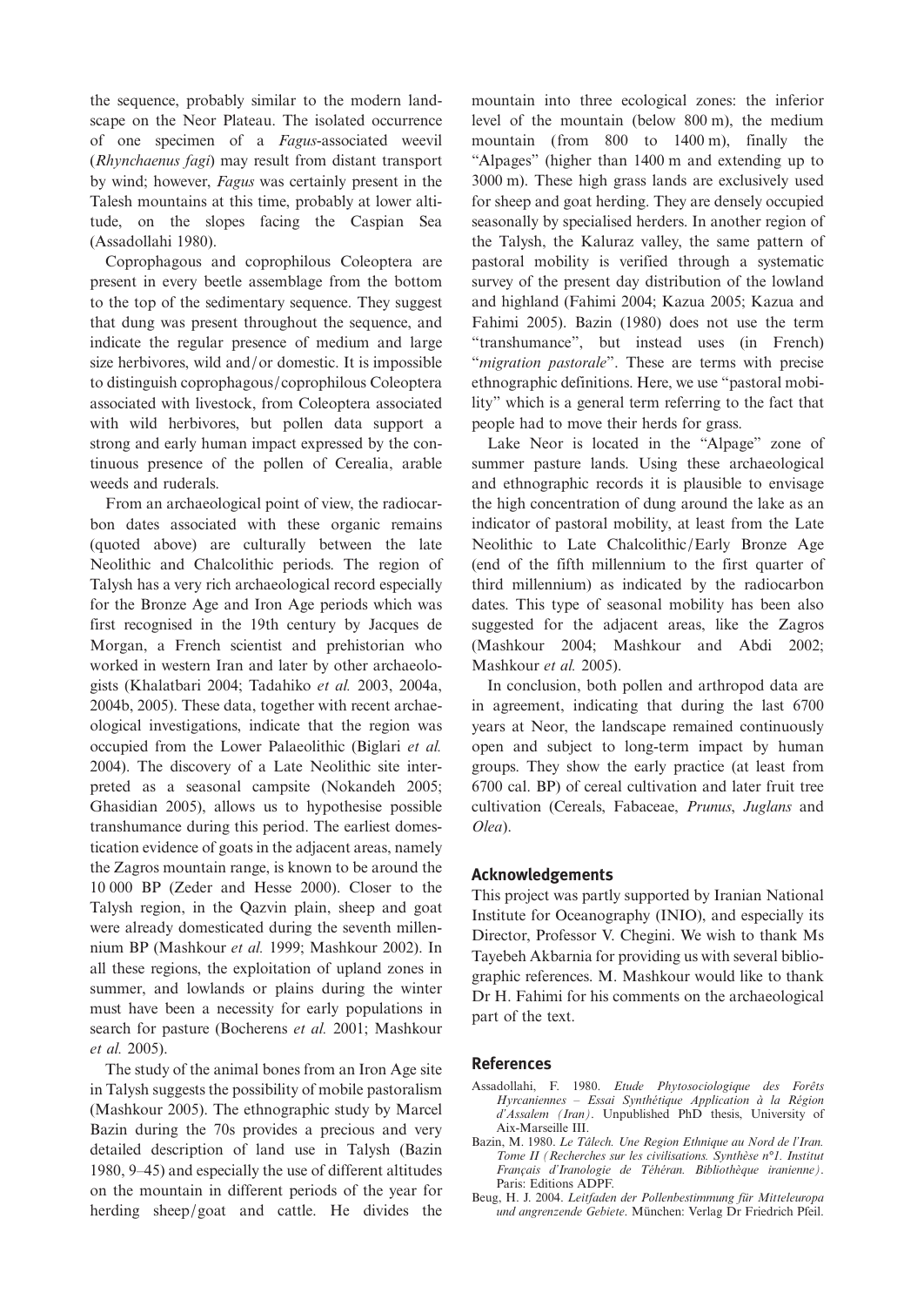the sequence, probably similar to the modern landscape on the Neor Plateau. The isolated occurrence of one specimen of a *Fagus*-associated weevil (*Rhynchaenus fagi*) may result from distant transport by wind; however, *Fagus* was certainly present in the Talesh mountains at this time, probably at lower altitude, on the slopes facing the Caspian Sea (Assadollahi 1980).

Coprophagous and coprophilous Coleoptera are present in every beetle assemblage from the bottom to the top of the sedimentary sequence. They suggest that dung was present throughout the sequence, and indicate the regular presence of medium and large size herbivores, wild and/or domestic. It is impossible to distinguish coprophagous/coprophilous Coleoptera associated with livestock, from Coleoptera associated with wild herbivores, but pollen data support a strong and early human impact expressed by the continuous presence of the pollen of Cerealia, arable weeds and ruderals.

From an archaeological point of view, the radiocarbon dates associated with these organic remains (quoted above) are culturally between the late Neolithic and Chalcolithic periods. The region of Talysh has a very rich archaeological record especially for the Bronze Age and Iron Age periods which was first recognised in the 19th century by Jacques de Morgan, a French scientist and prehistorian who worked in western Iran and later by other archaeologists (Khalatbari 2004; Tadahiko *et al.* 2003, 2004a, 2004b, 2005). These data, together with recent archaeological investigations, indicate that the region was occupied from the Lower Palaeolithic (Biglari *et al.* 2004). The discovery of a Late Neolithic site interpreted as a seasonal campsite (Nokandeh 2005; Ghasidian 2005), allows us to hypothesise possible transhumance during this period. The earliest domestication evidence of goats in the adjacent areas, namely the Zagros mountain range, is known to be around the 10 000 BP (Zeder and Hesse 2000). Closer to the Talysh region, in the Qazvin plain, sheep and goat were already domesticated during the seventh millennium BP (Mashkour *et al.* 1999; Mashkour 2002). In all these regions, the exploitation of upland zones in summer, and lowlands or plains during the winter must have been a necessity for early populations in search for pasture (Bocherens *et al.* 2001; Mashkour *et al.* 2005).

The study of the animal bones from an Iron Age site in Talysh suggests the possibility of mobile pastoralism (Mashkour 2005). The ethnographic study by Marcel Bazin during the 70s provides a precious and very detailed description of land use in Talysh (Bazin 1980, 9–45) and especially the use of different altitudes on the mountain in different periods of the year for herding sheep/goat and cattle. He divides the mountain into three ecological zones: the inferior level of the mountain (below 800 m), the medium mountain (from 800 to 1400 m), finally the "Alpages" (higher than 1400 m and extending up to 3000 m). These high grass lands are exclusively used for sheep and goat herding. They are densely occupied seasonally by specialised herders. In another region of the Talysh, the Kaluraz valley, the same pattern of pastoral mobility is verified through a systematic survey of the present day distribution of the lowland and highland (Fahimi 2004; Kazua 2005; Kazua and Fahimi 2005). Bazin (1980) does not use the term "transhumance", but instead uses (in French) "*migration pastorale*". These are terms with precise ethnographic definitions. Here, we use "pastoral mobility" which is a general term referring to the fact that people had to move their herds for grass.

Lake Neor is located in the "Alpage" zone of summer pasture lands. Using these archaeological and ethnographic records it is plausible to envisage the high concentration of dung around the lake as an indicator of pastoral mobility, at least from the Late Neolithic to Late Chalcolithic/Early Bronze Age (end of the fifth millennium to the first quarter of third millennium) as indicated by the radiocarbon dates. This type of seasonal mobility has been also suggested for the adjacent areas, like the Zagros (Mashkour 2004; Mashkour and Abdi 2002; Mashkour *et al.* 2005).

In conclusion, both pollen and arthropod data are in agreement, indicating that during the last 6700 years at Neor, the landscape remained continuously open and subject to long-term impact by human groups. They show the early practice (at least from 6700 cal. BP) of cereal cultivation and later fruit tree cultivation (Cereals, Fabaceae, *Prunus*, *Juglans* and *Olea*).

## Acknowledgements

This project was partly supported by Iranian National Institute for Oceanography (INIO), and especially its Director, Professor V. Chegini. We wish to thank Ms Tayebeh Akbarnia for providing us with several bibliographic references. M. Mashkour would like to thank Dr H. Fahimi for his comments on the archaeological part of the text.

## References

Assadollahi, F. 1980. *Etude Phytosociologique des Forêts Hyrcaniennes – Essai Synthétique Application à la Région d'Assalem (Iran)*. Unpublished PhD thesis, University of Aix-Marseille III.

Bazin, M. 1980. *Le Tâlech. Une Region Ethnique au Nord de l'Iran. Tome II (Recherches sur les civilisations. Synthèse n°1. Institut Français d'Iranologie de Téhéran. Bibliothèque iranienne)*. Paris: Editions ADPF.

Beug, H. J. 2004. *Leitfaden der Pollenbestimmung für Mitteleuropa und angrenzende Gebiete*. München: Verlag Dr Friedrich Pfeil.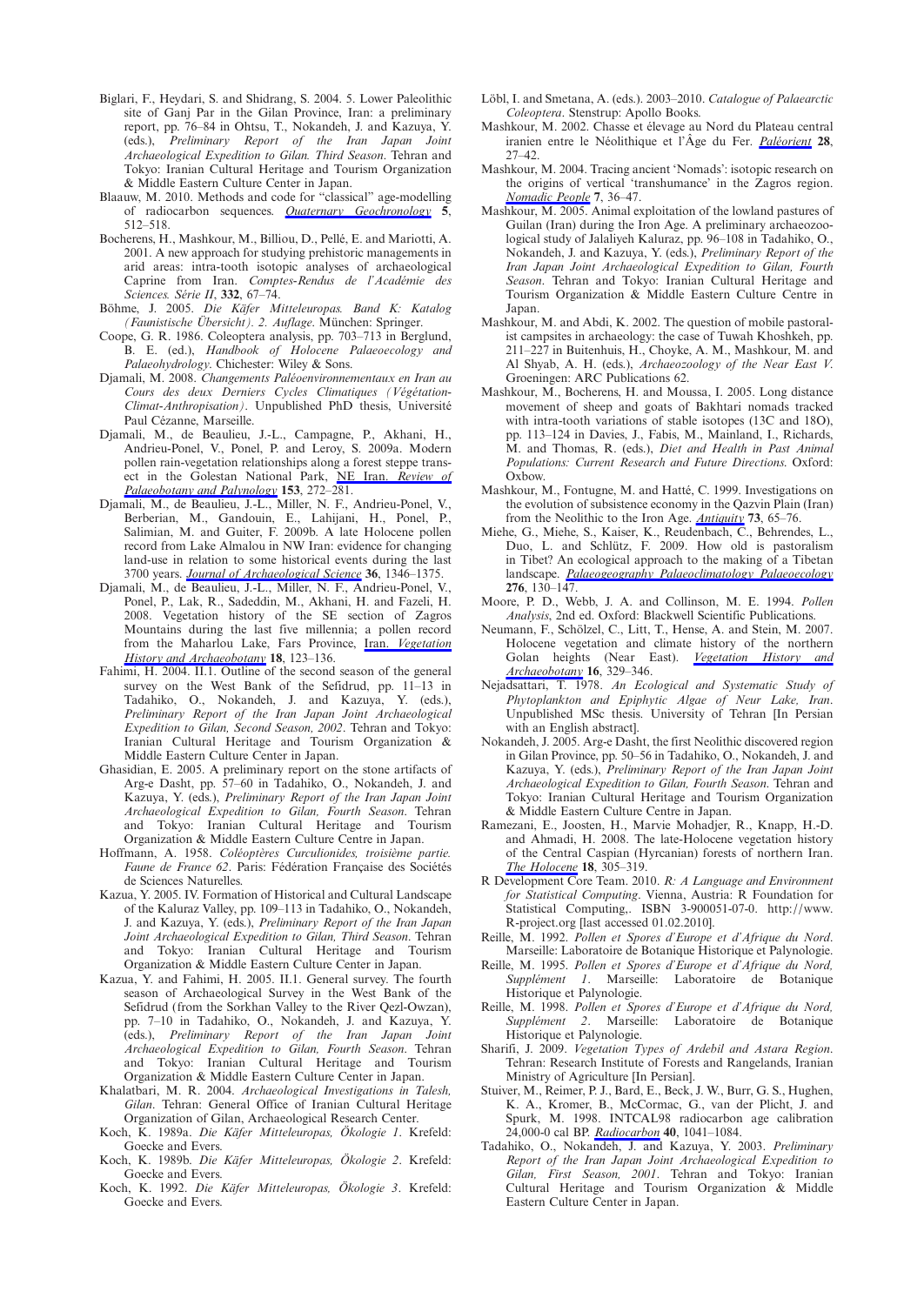Biglari, F., Heydari, S. and Shidrang, S. 2004. 5. Lower Paleolithic site of Ganj Par in the Gilan Province, Iran: a preliminary report, pp. 76–84 in Ohtsu, T., Nokandeh, J. and Kazuya, Y. (eds.), *Preliminary Report of the Iran Japan Joint Archaeological Expedition to Gilan. Third Season*. Tehran and Tokyo: Iranian Cultural Heritage and Tourism Organization & Middle Eastern Culture Center in Japan.

Blaauw, M. 2010. Methods and code for "classical" age-modelling of radiocarbon sequences. *Quaternary Geochronology* **5**, 512–518.

Bocherens, H., Mashkour, M., Billiou, D., Pellé, E. and Mariotti, A. 2001. A new approach for studying prehistoric managements in arid areas: intra-tooth isotopic analyses of archaeological Caprine from Iran. *Comptes-Rendus de l'Académie des Sciences. Série II*, **332**, 67–74.

Böhme, J. 2005. *Die Käfer Mitteleuropas. Band K: Katalog (Faunistische Übersicht). 2. Auflage*. München: Springer.

Coope, G. R. 1986. Coleoptera analysis, pp. 703–713 in Berglund, B. E. (ed.), *Handbook of Holocene Palaeoecology and Palaeohydrology*. Chichester: Wiley & Sons.

Djamali, M. 2008. *Changements Paléoenvironnementaux en Iran au Cours des deux Derniers Cycles Climatiques (Végétation-Climat-Anthropisation)*. Unpublished PhD thesis, Université Paul Cézanne, Marseille.

Djamali, M., de Beaulieu, J.-L., Campagne, P., Akhani, H., Andrieu-Ponel, V., Ponel, P. and Leroy, S. 2009a. Modern pollen rain-vegetation relationships along a forest steppe transect in the Golestan National Park, NE Iran. *Review of Palaeobotany and Palynology* **153**, 272–281.

Djamali, M., de Beaulieu, J.-L., Miller, N. F., Andrieu-Ponel, V., Berberian, M., Gandouin, E., Lahijani, H., Ponel, P., Salimian, M. and Guiter, F. 2009b. A late Holocene pollen record from Lake Almalou in NW Iran: evidence for changing land-use in relation to some historical events during the last 3700 years. *Journal of Archaeological Science* **36**, 1346–1375.

Djamali, M., de Beaulieu, J.-L., Miller, N. F., Andrieu-Ponel, V., Ponel, P., Lak, R., Sadeddin, M., Akhani, H. and Fazeli, H. 2008. Vegetation history of the SE section of Zagros Mountains during the last five millennia; a pollen record from the Maharlou Lake, Fars Province, Iran. *Vegetation History and Archaeobotany* **18**, 123–136.

Fahimi, H. 2004. II.1. Outline of the second season of the general survey on the West Bank of the Sefidrud, pp. 11–13 in Tadahiko, O., Nokandeh, J. and Kazuya, Y. (eds.), *Preliminary Report of the Iran Japan Joint Archaeological Expedition to Gilan, Second Season, 2002*. Tehran and Tokyo: Iranian Cultural Heritage and Tourism Organization & Middle Eastern Culture Center in Japan.

Ghasidian, E. 2005. A preliminary report on the stone artifacts of Arg-e Dasht, pp. 57–60 in Tadahiko, O., Nokandeh, J. and Kazuya, Y. (eds.), *Preliminary Report of the Iran Japan Joint Archaeological Expedition to Gilan, Fourth Season*. Tehran and Tokyo: Iranian Cultural Heritage and Tourism Organization & Middle Eastern Culture Centre in Japan.

Hoffmann, A. 1958. *Coléoptères Curculionides, troisième partie. Faune de France 62*. Paris: Fédération Française des Sociétés de Sciences Naturelles.

Kazua, Y. 2005. IV. Formation of Historical and Cultural Landscape of the Kaluraz Valley, pp. 109–113 in Tadahiko, O., Nokandeh, J. and Kazuya, Y. (eds.), *Preliminary Report of the Iran Japan Joint Archaeological Expedition to Gilan, Third Season*. Tehran and Tokyo: Iranian Cultural Heritage and Tourism Organization & Middle Eastern Culture Center in Japan.

Kazua, Y. and Fahimi, H. 2005. II.1. General survey. The fourth season of Archaeological Survey in the West Bank of the Sefidrud (from the Sorkhan Valley to the River Qezl-Owzan), pp. 7–10 in Tadahiko, O., Nokandeh, J. and Kazuya, Y. (eds.), *Preliminary Report of the Iran Japan Joint Archaeological Expedition to Gilan, Fourth Season*. Tehran and Tokyo: Iranian Cultural Heritage and Tourism Organization & Middle Eastern Culture Center in Japan.

Khalatbari, M. R. 2004. *Archaeological Investigations in Talesh, Gilan*. Tehran: General Office of Iranian Cultural Heritage Organization of Gilan, Archaeological Research Center.

Koch, K. 1989a. *Die Käfer Mitteleuropas, Ökologie 1*. Krefeld: Goecke and Evers.

Koch, K. 1989b. *Die Käfer Mitteleuropas, Ökologie 2*. Krefeld: Goecke and Evers.

Koch, K. 1992. *Die Käfer Mitteleuropas, Ökologie 3*. Krefeld: Goecke and Evers.

Löbl, I. and Smetana, A. (eds.). 2003–2010. *Catalogue of Palaearctic Coleoptera*. Stenstrup: Apollo Books.

Mashkour, M. 2002. Chasse et élevage au Nord du Plateau central iranien entre le Néolithique et l'Âge du Fer. *Paléorient* **28**, 27–42.

Mashkour, M. 2004. Tracing ancient 'Nomads': isotopic research on the origins of vertical 'transhumance' in the Zagros region. *Nomadic People* **7**, 36–47.

Mashkour, M. 2005. Animal exploitation of the lowland pastures of Guilan (Iran) during the Iron Age. A preliminary archaeozoological study of Jalaliyeh Kaluraz, pp. 96–108 in Tadahiko, O., Nokandeh, J. and Kazuya, Y. (eds.), *Preliminary Report of the Iran Japan Joint Archaeological Expedition to Gilan, Fourth Season*. Tehran and Tokyo: Iranian Cultural Heritage and Tourism Organization & Middle Eastern Culture Centre in Japan.

Mashkour, M. and Abdi, K. 2002. The question of mobile pastoralist campsites in archaeology: the case of Tuwah Khoshkeh, pp. 211–227 in Buitenhuis, H., Choyke, A. M., Mashkour, M. and Al Shyab, A. H. (eds.), *Archaeozoology of the Near East V*. Groeningen: ARC Publications 62.

Mashkour, M., Bocherens, H. and Moussa, I. 2005. Long distance movement of sheep and goats of Bakhtari nomads tracked with intra-tooth variations of stable isotopes (13C and 18O), pp. 113–124 in Davies, J., Fabis, M., Mainland, I., Richards, M. and Thomas, R. (eds.), *Diet and Health in Past Animal Populations: Current Research and Future Directions*. Oxford: Oxbow.

Mashkour, M., Fontugne, M. and Hatté, C. 1999. Investigations on the evolution of subsistence economy in the Qazvin Plain (Iran) from the Neolithic to the Iron Age. *Antiquity* **73**, 65–76.

Miehe, G., Miehe, S., Kaiser, K., Reudenbach, C., Behrendes, L., Duo, L. and Schlütz, F. 2009. How old is pastoralism in Tibet? An ecological approach to the making of a Tibetan landscape. *Palaeogeography Palaeoclimatology Palaeoecology* **276**, 130–147.

Moore, P. D., Webb, J. A. and Collinson, M. E. 1994. *Pollen Analysis*, 2nd ed. Oxford: Blackwell Scientific Publications.

Neumann, F., Schölzel, C., Litt, T., Hense, A. and Stein, M. 2007. Holocene vegetation and climate history of the northern Golan heights (Near East). *Vegetation History and Archaeobotany* **16**, 329–346.

Nejadsattari, T. 1978. *An Ecological and Systematic Study of Phytoplankton and Epiphytic Algae of Neur Lake, Iran*. Unpublished MSc thesis. University of Tehran [In Persian with an English abstract].

Nokandeh, J. 2005. Arg-e Dasht, the first Neolithic discovered region in Gilan Province, pp. 50–56 in Tadahiko, O., Nokandeh, J. and Kazuya, Y. (eds.), *Preliminary Report of the Iran Japan Joint Archaeological Expedition to Gilan, Fourth Season*. Tehran and Tokyo: Iranian Cultural Heritage and Tourism Organization & Middle Eastern Culture Centre in Japan.

Ramezani, E., Joosten, H., Marvie Mohadjer, R., Knapp, H.-D. and Ahmadi, H. 2008. The late-Holocene vegetation history of the Central Caspian (Hyrcanian) forests of northern Iran. *The Holocene* **18**, 305–319.

R Development Core Team. 2010. *R: A Language and Environment for Statistical Computing*. Vienna, Austria: R Foundation for Statistical Computing,. ISBN 3-900051-07-0. http://www.R-project.org [last accessed 01.02.2010].

Reille, M. 1992. *Pollen et Spores d'Europe et d'Afrique du Nord*. Marseille: Laboratoire de Botanique Historique et Palynologie.

Reille, M. 1995. *Pollen et Spores d'Europe et d'Afrique du Nord, Supplément 1*. Marseille: Laboratoire de Botanique Historique et Palynologie.

Reille, M. 1998. *Pollen et Spores d'Europe et d'Afrique du Nord, Supplément 2*. Marseille: Laboratoire de Botanique Historique et Palynologie.

Sharifi, J. 2009. *Vegetation Types of Ardebil and Astara Region*. Tehran: Research Institute of Forests and Rangelands, Iranian Ministry of Agriculture [In Persian].

Stuiver, M., Reimer, P. J., Bard, E., Beck, J. W., Burr, G. S., Hughen, K. A., Kromer, B., McCormac, G., van der Plicht, J. and Spurk, M. 1998. INTCAL98 radiocarbon age calibration 24,000-0 cal BP. *Radiocarbon* **40**, 1041–1084.

Tadahiko, O., Nokandeh, J. and Kazuya, Y. 2003. *Preliminary Report of the Iran Japan Joint Archaeological Expedition to Gilan, First Season, 2001*. Tehran and Tokyo: Iranian Cultural Heritage and Tourism Organization & Middle Eastern Culture Center in Japan.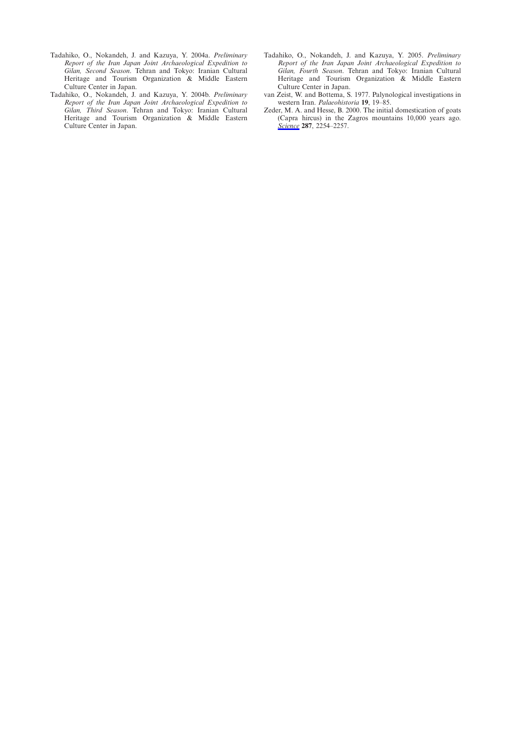Tadahiko, O., Nokandeh, J. and Kazuya, Y. 2004a. *Preliminary Report of the Iran Japan Joint Archaeological Expedition to Gilan, Second Season*. Tehran and Tokyo: Iranian Cultural Heritage and Tourism Organization & Middle Eastern Culture Center in Japan.

Tadahiko, O., Nokandeh, J. and Kazuya, Y. 2004b. *Preliminary Report of the Iran Japan Joint Archaeological Expedition to Gilan, Third Season*. Tehran and Tokyo: Iranian Cultural Heritage and Tourism Organization & Middle Eastern Culture Center in Japan.

Tadahiko, O., Nokandeh, J. and Kazuya, Y. 2005. *Preliminary Report of the Iran Japan Joint Archaeological Expedition to Gilan, Fourth Season*. Tehran and Tokyo: Iranian Cultural Heritage and Tourism Organization & Middle Eastern Culture Center in Japan.

van Zeist, W. and Bottema, S. 1977. Palynological investigations in western Iran. *Palaeohistoria* **19**, 19–85.

Zeder, M. A. and Hesse, B. 2000. The initial domestication of goats (Capra hircus) in the Zagros mountains 10,000 years ago. *Science* **287**, 2254–2257.